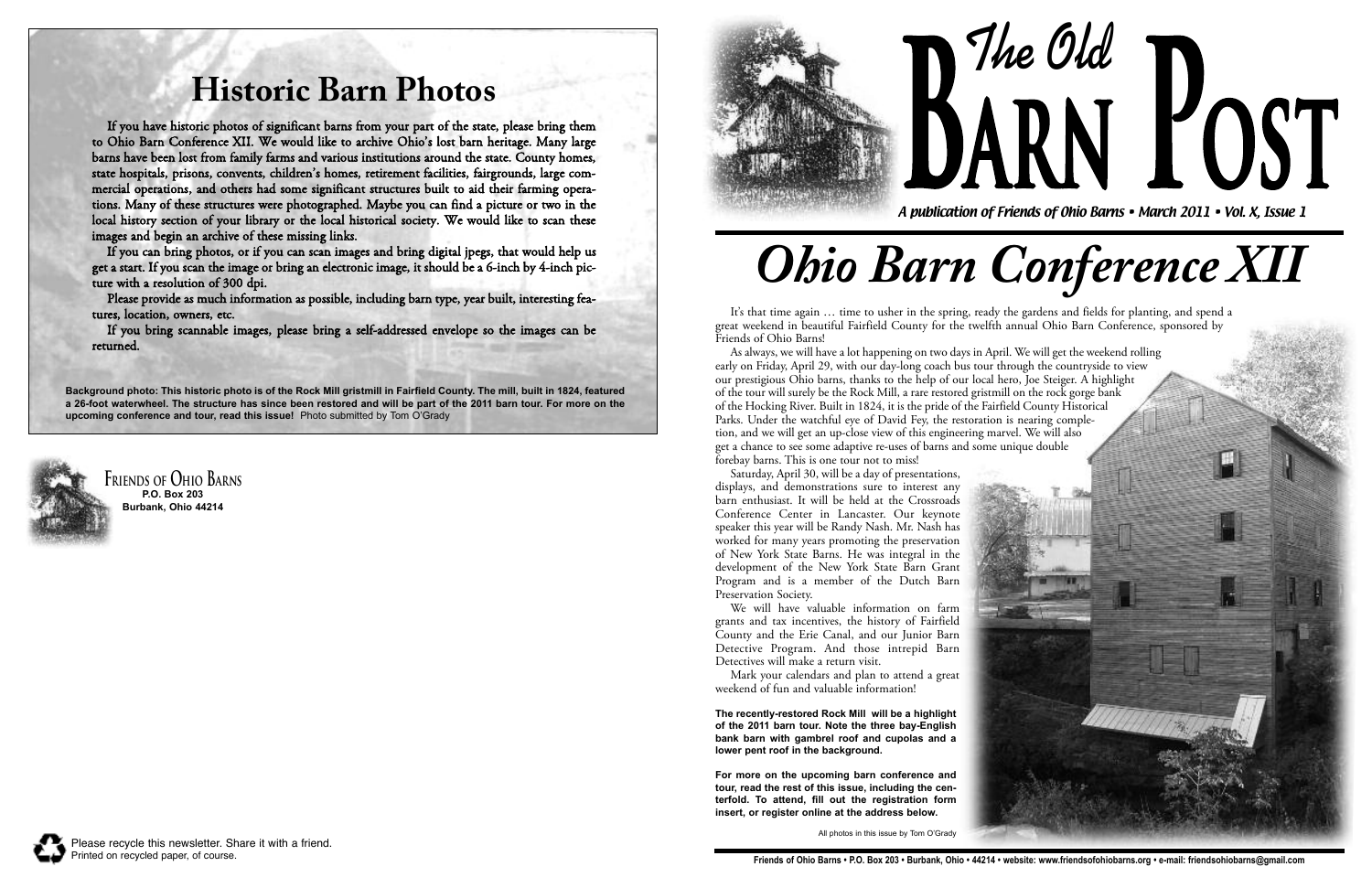# The Old Barn Post

*A publication of Friends of Ohio Barns • March 2011 • Vol. X, Issue 1*

# *Ohio Barn Conference XII*

It's that time again … time to usher in the spring, ready the gardens and fields for planting, and spend a great weekend in beautiful Fairfield County for the twelfth annual Ohio Barn Conference, sponsored by Friends of Ohio Barns!

As always, we will have a lot happening on two days in April. We will get the weekend rolling early on Friday, April 29, with our day-long coach bus tour through the countryside to view our prestigious Ohio barns, thanks to the help of our local hero, Joe Steiger. A highlight of the tour will surely be the Rock Mill, a rare restored gristmill on the rock gorge bank of the Hocking River. Built in 1824, it is the pride of the Fairfield County Historical Parks. Under the watchful eye of David Fey, the restoration is nearing completion, and we will get an up-close view of this engineering marvel. We will also get a chance to see some adaptive re-uses of barns and some unique double forebay barns. This is one tour not to miss!

Saturday, April 30, will be a day of presentations, displays, and demonstrations sure to interest any barn enthusiast. It will be held at the Crossroads Conference Center in Lancaster. Our keynote speaker this year will be Randy Nash. Mr. Nash has worked for many years promoting the preservation of New York State Barns. He was integral in the development of the New York State Barn Grant Program and is a member of the Dutch Barn Preservation Society.

We will have valuable information on farm grants and tax incentives, the history of Fairfield County and the Erie Canal, and our Junior Barn Detective Program. And those intrepid Barn Detectives will make a return visit.

Mark your calendars and plan to attend a great weekend of fun and valuable information!

**The recently-restored Rock Mill will be a highlight of the 2011 barn tour. Note the three bay-English bank barn with gambrel roof and cupolas and a lower pent roof in the background.**

**For more on the upcoming barn conference and tour, read the rest of this issue, including the centerfold. To attend, fill out the registration form insert, or register online at the address below.**

All photos in this issue by Tom O'Grady

Friends of Ohio Barns • P.O. Box 203 • Burbank, Ohio • 44214 • website: www.friendsofohiobarns.org • e-mail: friendsohiobarns@gmail.com

## Historic Barn Photos

If you have historic photos of significant barns from your part of the state, please bring them to Ohio Barn Conference XII. We would like to archive Ohio's lost barn heritage. Many large barns have been lost from family farms and various institutions around the state. County homes, state hospitals, prisons, convents, children's homes, retirement facilities, fairgrounds, large commercial operations, and others had some significant structures built to aid their farming operations. Many of these structures were photographed. Maybe you can find a picture or two in the local history section of your library or the local historical society. We would like to scan these images and begin an archive of these missing links.

If you can bring photos, or if you can scan images and bring digital jpegs, that would help us get a start. If you scan the image or bring an electronic image, it should be a 6-inch by 4-inch picture with a resolution of 300 dpi.

Please provide as much information as possible, including barn type, year built, interesting features, location, owners, etc.

If you bring scannable images, please bring a self-addressed envelope so the images can be returned.

**Background photo: This historic photo is of the Rock Mill gristmill in Fairfield County. The mill, built in 1824, featured a 26-foot waterwheel. The structure has since been restored and will be part of the 2011 barn tour. For more on the upcoming conference and tour, read this issue!** Photo submitted by Tom O'Grady

Friends of Ohio Barns
**P.O. Box 203**
**Burbank, Ohio 44214**

Please recycle this newsletter. Share it with a friend.
Printed on recycled paper, of course.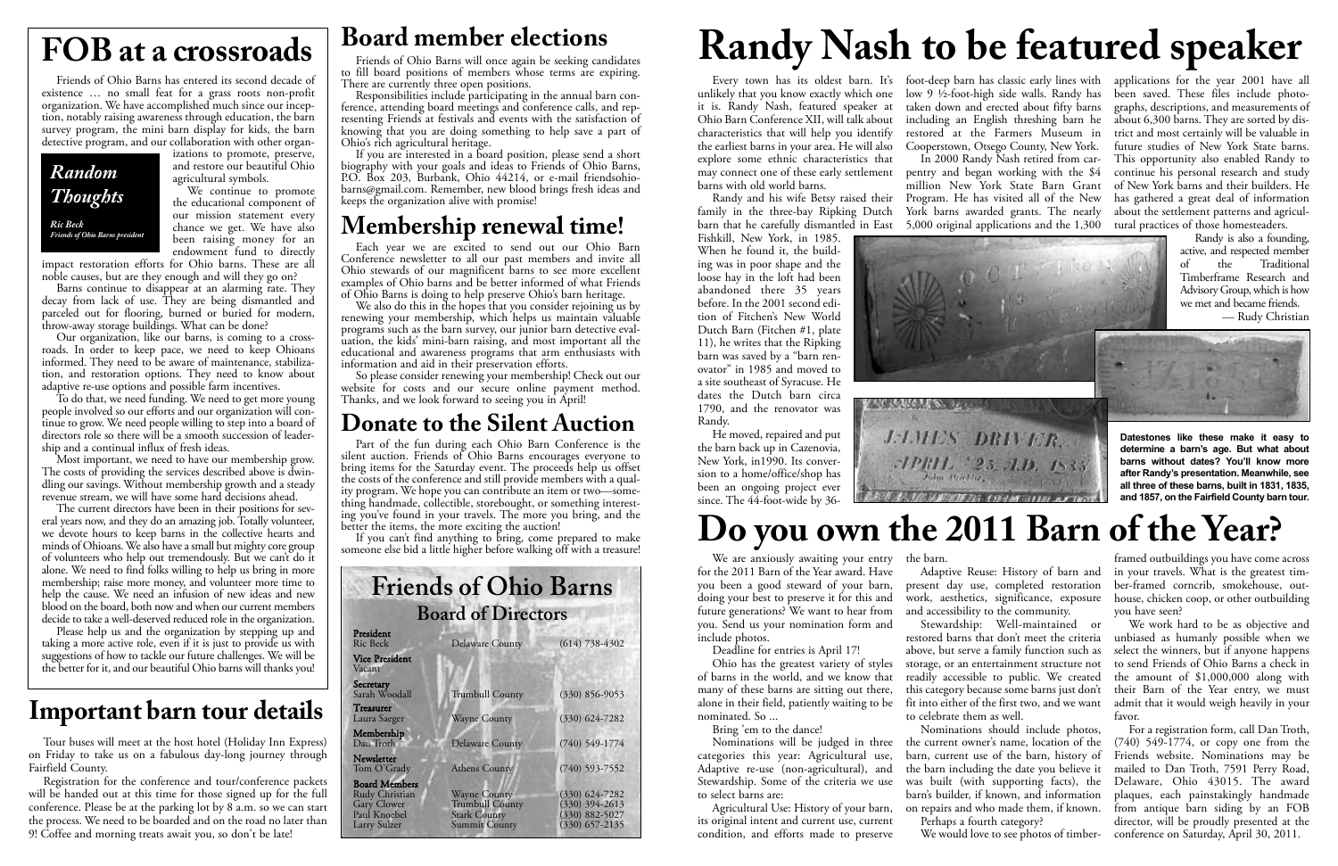# FOB at a crossroads

*Random Thoughts*

*Ric Beck*
*Friends of Ohio Barns president*

Friends of Ohio Barns has entered its second decade of existence … no small feat for a grass roots non-profit organization. We have accomplished much since our inception, notably raising awareness through education, the barn survey program, the mini barn display for kids, the barn detective program, and our collaboration with other organizations to promote, preserve, and restore our beautiful Ohio agricultural symbols.

We continue to promote the educational component of our mission statement every chance we get. We have also been raising money for an endowment fund to directly impact restoration efforts for Ohio barns. These are all noble causes, but are they enough and will they go on?

Barns continue to disappear at an alarming rate. They decay from lack of use. They are being dismantled and parceled out for flooring, burned or buried for modern, throw-away storage buildings. What can be done?

Our organization, like our barns, is coming to a crossroads. In order to keep pace, we need to keep Ohioans informed. They need to be aware of maintenance, stabilization, and restoration options. They need to know about adaptive re-use options and possible farm incentives.

To do that, we need funding. We need to get more young people involved so our efforts and our organization will continue to grow. We need people willing to step into a board of directors role so there will be a smooth succession of leadership and a continual influx of fresh ideas.

Most important, we need to have our membership grow. The costs of providing the services described above is dwindling our savings. Without membership growth and a steady revenue stream, we will have some hard decisions ahead.

The current directors have been in their positions for several years now, and they do an amazing job. Totally volunteer, we devote hours to keep barns in the collective hearts and minds of Ohioans. We also have a small but mighty core group of volunteers who help out tremendously. But we can't do it alone. We need to find folks willing to help us bring in more membership; raise more money, and volunteer more time to help the cause. We need an infusion of new ideas and new blood on the board, both now and when our current members decide to take a well-deserved reduced role in the organization.

Please help us and the organization by stepping up and taking a more active role, even if it is just to provide us with suggestions of how to tackle our future challenges. We will be the better for it, and our beautiful Ohio barns will thanks you!

# Important barn tour details

Tour buses will meet at the host hotel (Holiday Inn Express) on Friday to take us on a fabulous day-long journey through Fairfield County.

Registration for the conference and tour/conference packets will be handed out at this time for those signed up for the full conference. Please be at the parking lot by 8 a.m. so we can start the process. We need to be boarded and on the road no later than 9! Coffee and morning treats await you, so don't be late!

# Board member elections

Friends of Ohio Barns will once again be seeking candidates to fill board positions of members whose terms are expiring. There are currently three open positions.

Responsibilities include participating in the annual barn conference, attending board meetings and conference calls, and representing Friends at festivals and events with the satisfaction of knowing that you are doing something to help save a part of Ohio's rich agricultural heritage.

If you are interested in a board position, please send a short biography with your goals and ideas to Friends of Ohio Barns, P.O. Box 203, Burbank, Ohio 44214, or e-mail friendsohiobarns@gmail.com. Remember, new blood brings fresh ideas and keeps the organization alive with promise!

# Membership renewal time!

Each year we are excited to send out our Ohio Barn Conference newsletter to all our past members and invite all Ohio stewards of our magnificent barns to see more excellent examples of Ohio barns and be better informed of what Friends of Ohio Barns is doing to help preserve Ohio's barn heritage.

We also do this in the hopes that you consider rejoining us by renewing your membership, which helps us maintain valuable programs such as the barn survey, our junior barn detective evaluation, the kids' mini-barn raising, and most important all the educational and awareness programs that arm enthusiasts with information and aid in their preservation efforts.

So please consider renewing your membership! Check out our website for costs and our secure online payment method. Thanks, and we look forward to seeing you in April!

# Donate to the Silent Auction

Part of the fun during each Ohio Barn Conference is the silent auction. Friends of Ohio Barns encourages everyone to bring items for the Saturday event. The proceeds help us offset the costs of the conference and still provide members with a quality program. We hope you can contribute an item or two—something handmade, collectible, storebought, or something interesting you've found in your travels. The more you bring, and the better the items, the more exciting the auction!

If you can't find anything to bring, come prepared to make someone else bid a little higher before walking off with a treasure!

## Friends of Ohio Barns
### Board of Directors

| Position | Name | County | Phone |
|---|---|---|---|
| **President** | Ric Beck | Delaware County | (614) 738-4302 |
| **Vice President** | Vacant | | |
| **Secretary** | Sarah Woodall | Trumbull County | (330) 856-9053 |
| **Treasurer** | Laura Saeger | Wayne County | (330) 624-7282 |
| **Membership** | Dan Troth | Delaware County | (740) 549-1774 |
| **Newsletter** | Tom O'Grady | Athens County | (740) 593-7552 |
| **Board Members** | Rudy Christian | Wayne County | (330) 624-7282 |
| | Gary Clower | Trumbull County | (330) 394-2613 |
| | Paul Knoebel | Stark County | (330) 882-5027 |
| | Larry Sulzer | Summit County | (330) 657-2135 |

# Randy Nash to be featured speaker

Every town has its oldest barn. It's unlikely that you know exactly which one it is. Randy Nash, featured speaker at Ohio Barn Conference XII, will talk about characteristics that will help you identify the earliest barns in your area. He will also explore some ethnic characteristics that may connect one of these early settlement barns with old world barns.

Randy and his wife Betsy raised their family in the three-bay Ripking Dutch barn that he carefully dismantled in East Fishkill, New York, in 1985. When he found it, the building was in poor shape and the loose hay in the loft had been abandoned there 35 years before. In the 2001 second edition of Fitchen's New World Dutch Barn (Fitchen #1, plate 11), he writes that the Ripking barn was saved by a "barn renovator" in 1985 and moved to a site southeast of Syracuse. He dates the Dutch barn circa 1790, and the renovator was Randy.

He moved, repaired and put the barn back up in Cazenovia, New York, in1990. Its conversion to a home/office/shop has been an ongoing project ever since. The 44-foot-wide by 36-foot-deep barn has classic early lines with low 9 ½-foot-high side walls. Randy has taken down and erected about fifty barns including an English threshing barn he restored at the Farmers Museum in Cooperstown, Otsego County, New York.

In 2000 Randy Nash retired from carpentry and began working with the $4 million New York State Barn Grant Program. He has visited all of the New York barns awarded grants. The nearly 5,000 original applications and the 1,300 applications for the year 2001 have all been saved. These files include photographs, descriptions, and measurements of about 6,300 barns. They are sorted by district and most certainly will be valuable in future studies of New York State barns. This opportunity also enabled Randy to continue his personal research and study of New York barns and their builders. He has gathered a great deal of information about the settlement patterns and agricultural practices of those homesteaders.

Randy is also a founding, active, and respected member of the Traditional Timberframe Research and Advisory Group, which is how we met and became friends.

— Rudy Christian

**Datestones like these make it easy to determine a barn's age. But what about barns without dates? You'll know more after Randy's presentation. Meanwhile, see all three of these barns, built in 1831, 1835, and 1857, on the Fairfield County barn tour.**

# Do you own the 2011 Barn of the Year?

We are anxiously awaiting your entry for the 2011 Barn of the Year award. Have you been a good steward of your barn, doing your best to preserve it for this and future generations? We want to hear from you. Send us your nomination form and include photos.

Deadline for entries is April 17!

Ohio has the greatest variety of styles of barns in the world, and we know that many of these barns are sitting out there, alone in their field, patiently waiting to be nominated. So ...

Bring 'em to the dance!

Nominations will be judged in three categories this year: Agricultural use, Adaptive re-use (non-agricultural), and Stewardship. Some of the criteria we use to select barns are:

Agricultural Use: History of your barn, its original intent and current use, current condition, and efforts made to preserve the barn.

Adaptive Reuse: History of barn and present day use, completed restoration work, aesthetics, significance, exposure and accessibility to the community.

Stewardship: Well-maintained or restored barns that don't meet the criteria above, but serve a family function such as storage, or an entertainment structure not readily accessible to public. We created this category because some barns just don't fit into either of the first two, and we want to celebrate them as well.

Nominations should include photos, the current owner's name, location of the barn, current use of the barn, history of the barn including the date you believe it was built (with supporting facts), the barn's builder, if known, and information on repairs and who made them, if known.

Perhaps a fourth category?

We would love to see photos of timber-framed outbuildings you have come across in your travels. What is the greatest timber-framed corncrib, smokehouse, outhouse, chicken coop, or other outbuilding you have seen?

We work hard to be as objective and unbiased as humanly possible when we select the winners, but if anyone happens to send Friends of Ohio Barns a check in the amount of $1,000,000 along with their Barn of the Year entry, we must admit that it would weigh heavily in your favor.

For a registration form, call Dan Troth, (740) 549-1774, or copy one from the Friends website. Nominations may be mailed to Dan Troth, 7591 Perry Road, Delaware, Ohio 43015. The award plaques, each painstakingly handmade from antique barn siding by an FOB director, will be proudly presented at the conference on Saturday, April 30, 2011.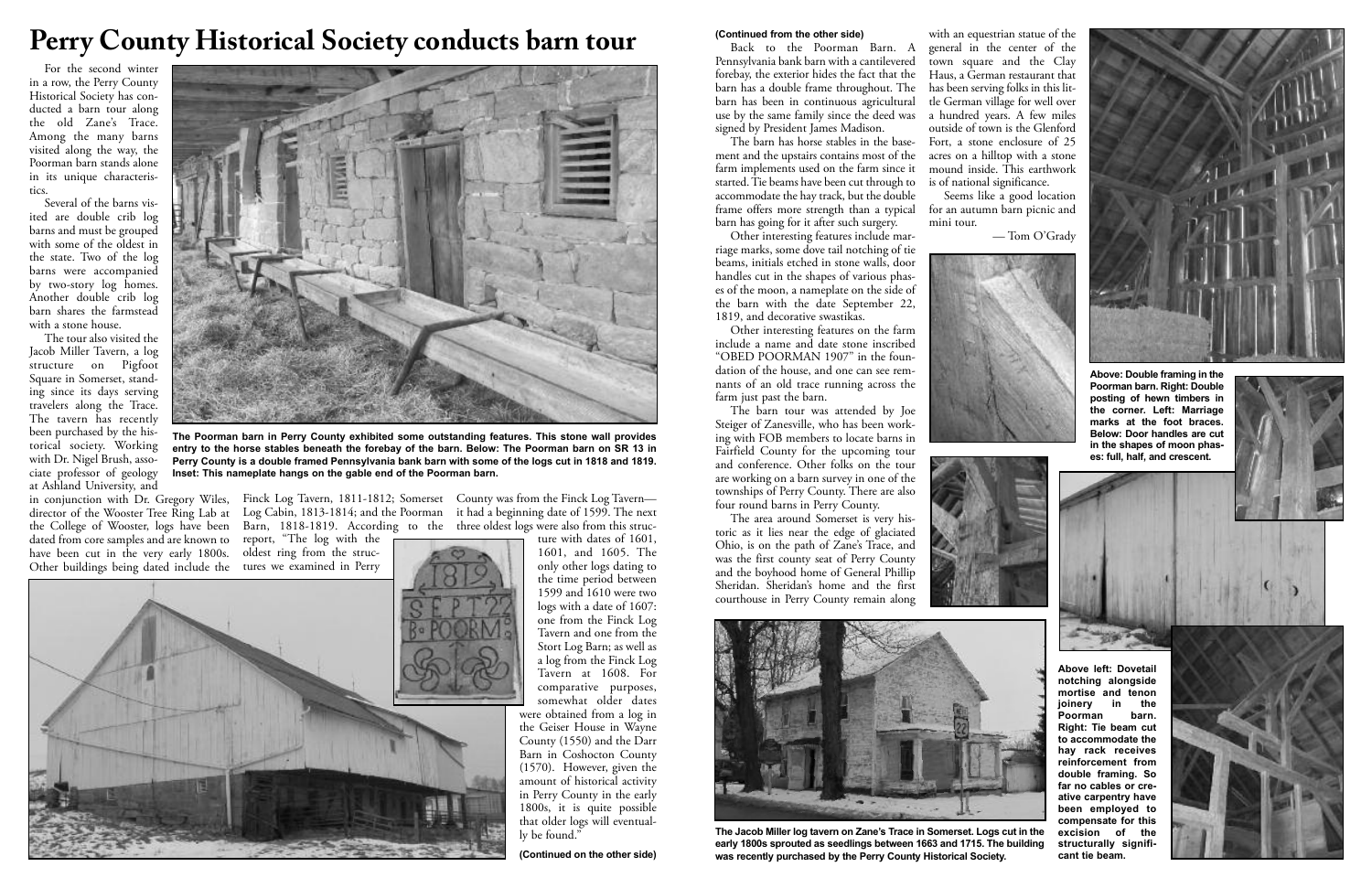# Perry County Historical Society conducts barn tour

For the second winter in a row, the Perry County Historical Society has conducted a barn tour along the old Zane's Trace. Among the many barns visited along the way, the Poorman barn stands alone in its unique characteristics.

Several of the barns visited are double crib log barns and must be grouped with some of the oldest in the state. Two of the log barns were accompanied by two-story log homes. Another double crib log barn shares the farmstead with a stone house.

The tour also visited the Jacob Miller Tavern, a log structure on Pigfoot Square in Somerset, standing since its days serving travelers along the Trace. The tavern has recently been purchased by the historical society. Working with Dr. Nigel Brush, associate professor of geology at Ashland University, and in conjunction with Dr. Gregory Wiles, director of the Wooster Tree Ring Lab at the College of Wooster, logs have been dated from core samples and are known to have been cut in the very early 1800s. Other buildings being dated include the Finck Log Tavern, 1811-1812; Somerset Log Cabin, 1813-1814; and the Poorman Barn, 1818-1819. According to the report, "The log with the oldest ring from the structures we examined in Perry County was from the Finck Log Tavern—it had a beginning date of 1599. The next three oldest logs were also from this structure with dates of 1601, 1601, and 1605. The only other logs dating to the time period between 1599 and 1610 were two logs with a date of 1607: one from the Finck Log Tavern and one from the Stort Log Barn; as well as a log from the Finck Log Tavern at 1608. For comparative purposes, somewhat older dates were obtained from a log in the Geiser House in Wayne County (1550) and the Darr Barn in Coshocton County (1570). However, given the amount of historical activity in Perry County in the early 1800s, it is quite possible that older logs will eventually be found."

**The Poorman barn in Perry County exhibited some outstanding features. This stone wall provides entry to the horse stables beneath the forebay of the barn. Below: The Poorman barn on SR 13 in Perry County is a double framed Pennsylvania bank barn with some of the logs cut in 1818 and 1819. Inset: This nameplate hangs on the gable end of the Poorman barn.**

1819
SEPT22
B POORM

**(Continued on the other side)**

**(Continued from the other side)**

Back to the Poorman Barn. A Pennsylvania bank barn with a cantilevered forebay, the exterior hides the fact that the barn has a double frame throughout. The barn has been in continuous agricultural use by the same family since the deed was signed by President James Madison.

The barn has horse stables in the basement and the upstairs contains most of the farm implements used on the farm since it started. Tie beams have been cut through to accommodate the hay track, but the double frame offers more strength than a typical barn has going for it after such surgery.

Other interesting features include marriage marks, some dove tail notching of tie beams, initials etched in stone walls, door handles cut in the shapes of various phases of the moon, a nameplate on the side of the barn with the date September 22, 1819, and decorative swastikas.

Other interesting features on the farm include a name and date stone inscribed "OBED POORMAN 1907" in the foundation of the house, and one can see remnants of an old trace running across the farm just past the barn.

The barn tour was attended by Joe Steiger of Zanesville, who has been working with FOB members to locate barns in Fairfield County for the upcoming tour and conference. Other folks on the tour are working on a barn survey in one of the townships of Perry County. There are also four round barns in Perry County.

The area around Somerset is very historic as it lies near the edge of glaciated Ohio, is on the path of Zane's Trace, and was the first county seat of Perry County and the boyhood home of General Phillip Sheridan. Sheridan's home and the first courthouse in Perry County remain along with an equestrian statue of the general in the center of the town square and the Clay Haus, a German restaurant that has been serving folks in this little German village for well over a hundred years. A few miles outside of town is the Glenford Fort, a stone enclosure of 25 acres on a hilltop with a stone mound inside. This earthwork is of national significance.

Seems like a good location for an autumn barn picnic and mini tour.

— Tom O'Grady

**The Jacob Miller log tavern on Zane's Trace in Somerset. Logs cut in the early 1800s sprouted as seedlings between 1663 and 1715. The building was recently purchased by the Perry County Historical Society.**

**Above: Double framing in the Poorman barn. Right: Double posting of hewn timbers in the corner. Left: Marriage marks at the foot braces. Below: Door handles are cut in the shapes of moon phases: full, half, and crescent.**

**Above left: Dovetail notching alongside mortise and tenon joinery in the Poorman barn. Right: Tie beam cut to accommodate the hay rack receives reinforcement from double framing. So far no cables or creative carpentry have been employed to compensate for this excision of the structurally significant tie beam.**